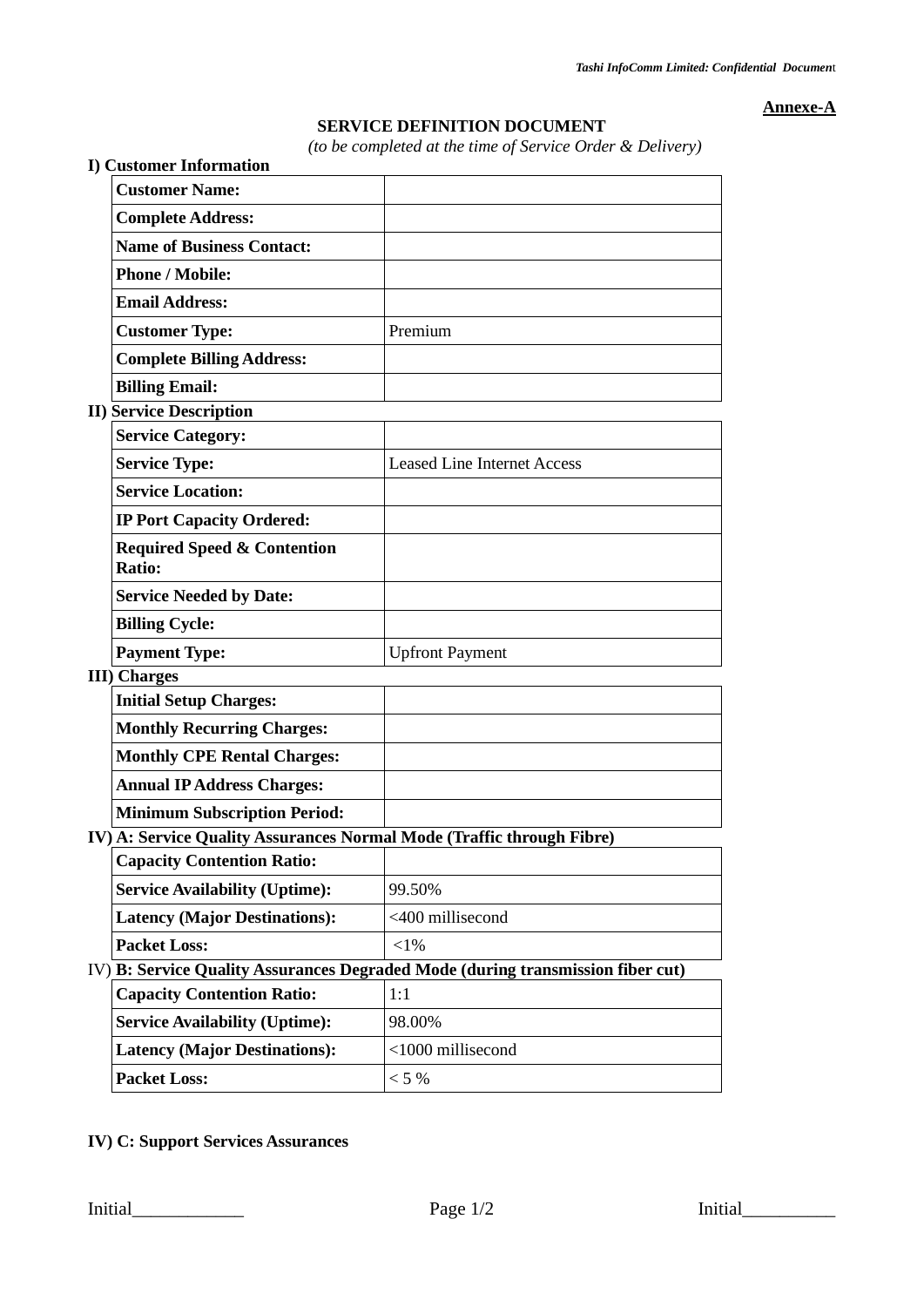**Annexe-A**

## SERVICE DEFINITION DOCUMENT

*(to be completed at the time of Service Order & Delivery)*

### I) Customer Information

| | |
|---|---|
| **Customer Name:** | |
| **Complete Address:** | |
| **Name of Business Contact:** | |
| **Phone / Mobile:** | |
| **Email Address:** | |
| **Customer Type:** | Premium |
| **Complete Billing Address:** | |
| **Billing Email:** | |

### II) Service Description

| | |
|---|---|
| **Service Category:** | |
| **Service Type:** | Leased Line Internet Access |
| **Service Location:** | |
| **IP Port Capacity Ordered:** | |
| **Required Speed & Contention Ratio:** | |
| **Service Needed by Date:** | |
| **Billing Cycle:** | |
| **Payment Type:** | Upfront Payment |

### III) Charges

| | |
|---|---|
| **Initial Setup Charges:** | |
| **Monthly Recurring Charges:** | |
| **Monthly CPE Rental Charges:** | |
| **Annual IP Address Charges:** | |
| **Minimum Subscription Period:** | |

### IV) A: Service Quality Assurances Normal Mode (Traffic through Fibre)

| | |
|---|---|
| **Capacity Contention Ratio:** | |
| **Service Availability (Uptime):** | 99.50% |
| **Latency (Major Destinations):** | <400 millisecond |
| **Packet Loss:** | <1% |

### IV) B: Service Quality Assurances Degraded Mode (during transmission fiber cut)

| | |
|---|---|
| **Capacity Contention Ratio:** | 1:1 |
| **Service Availability (Uptime):** | 98.00% |
| **Latency (Major Destinations):** | <1000 millisecond |
| **Packet Loss:** | < 5 % |

### IV) C: Support Services Assurances

Initial___________ Initial__________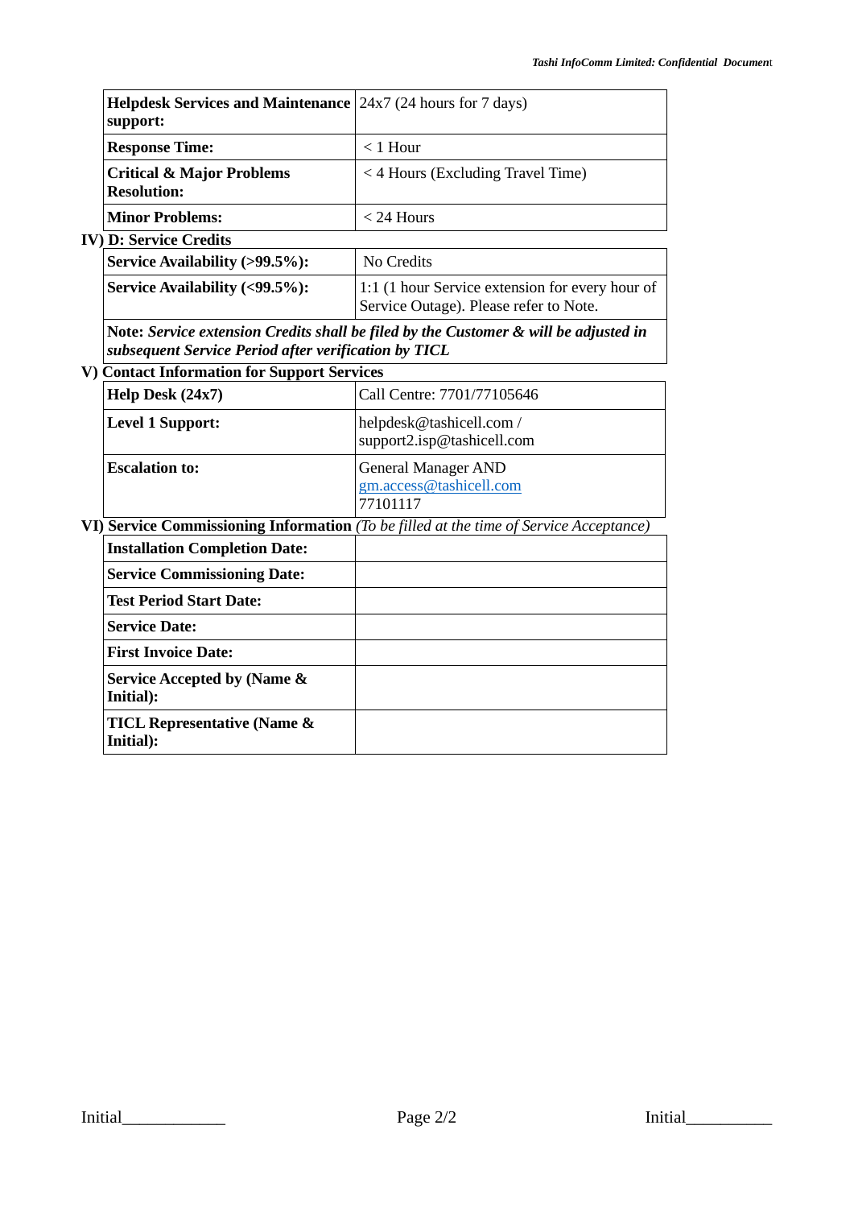| | |
|---|---|
| **Helpdesk Services and Maintenance support:** | 24x7 (24 hours for 7 days) |
| **Response Time:** | < 1 Hour |
| **Critical & Major Problems Resolution:** | < 4 Hours (Excluding Travel Time) |
| **Minor Problems:** | < 24 Hours |

**IV) D: Service Credits**

| | |
|---|---|
| **Service Availability (>99.5%):** | No Credits |
| **Service Availability (<99.5%):** | 1:1 (1 hour Service extension for every hour of Service Outage). Please refer to Note. |
| **Note:** ***Service extension Credits shall be filed by the Customer & will be adjusted in subsequent Service Period after verification by TICL*** | |

**V) Contact Information for Support Services**

| | |
|---|---|
| **Help Desk (24x7)** | Call Centre: 7701/77105646 |
| **Level 1 Support:** | helpdesk@tashicell.com / support2.isp@tashicell.com |
| **Escalation to:** | General Manager AND gm.access@tashicell.com 77101117 |

**VI) Service Commissioning Information** *(To be filled at the time of Service Acceptance)*

| | |
|---|---|
| **Installation Completion Date:** | |
| **Service Commissioning Date:** | |
| **Test Period Start Date:** | |
| **Service Date:** | |
| **First Invoice Date:** | |
| **Service Accepted by (Name & Initial):** | |
| **TICL Representative (Name & Initial):** | |

Initial____________ Initial__________